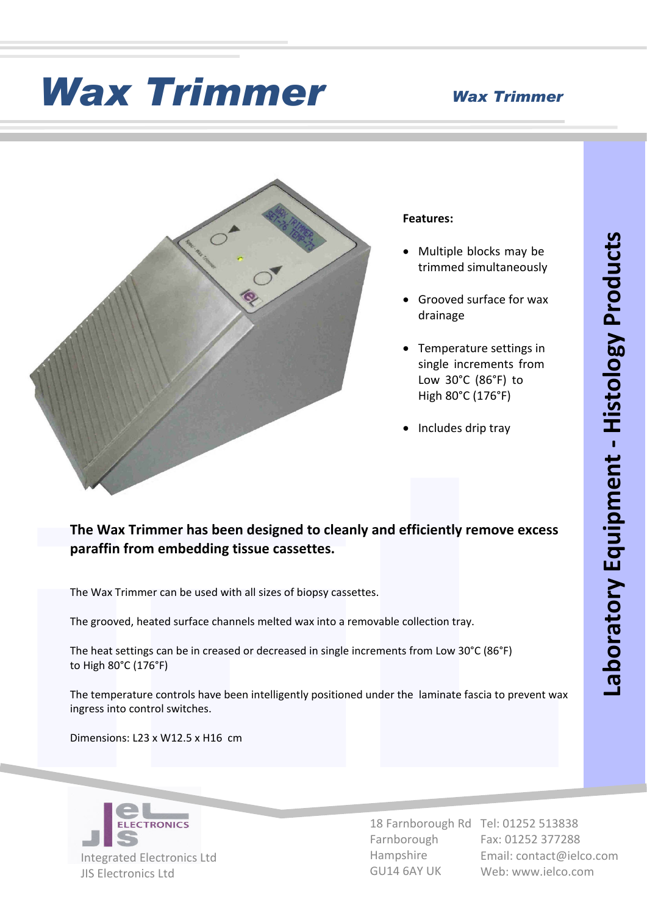# Wax Trimmer

**Features:**

- Multiple blocks may be trimmed simultaneously
- Grooved surface for wax drainage
- Temperature settings in single increments from Low 30°C (86°F) to High 80°C (176°F)
- Includes drip tray

**The Wax Trimmer has been designed to cleanly and efficiently remove excess paraffin from embedding tissue cassettes.**

The Wax Trimmer can be used with all sizes of biopsy cassettes.

The grooved, heated surface channels melted wax into a removable collection tray.

The heat settings can be in creased or decreased in single increments from Low 30°C (86°F) to High 80°C (176°F)

The temperature controls have been intelligently positioned under the laminate fascia to prevent wax ingress into control switches.

Dimensions: L23 x W12.5 x H16 cm

**Laboratory Equipment - Histology Products**

Integrated Electronics Ltd
JIS Electronics Ltd

18 Farnborough Rd
Farnborough
Hampshire
GU14 6AY UK

Tel: 01252 513838
Fax: 01252 377288
Email: contact@ielco.com
Web: www.ielco.com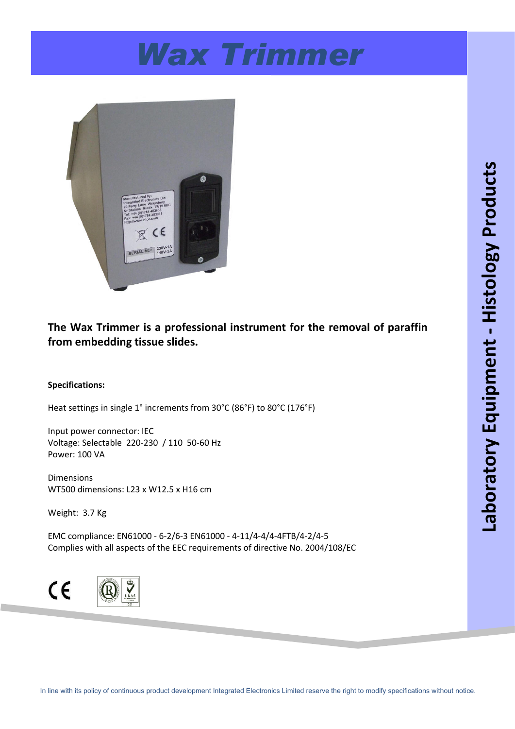# Wax Trimmer

**The Wax Trimmer is a professional instrument for the removal of paraffin from embedding tissue slides.**

**Specifications:**

Heat settings in single 1° increments from 30°C (86°F) to 80°C (176°F)

Input power connector: IEC
Voltage: Selectable 220-230 / 110 50-60 Hz
Power: 100 VA

Dimensions
WT500 dimensions: L23 x W12.5 x H16 cm

Weight: 3.7 Kg

EMC compliance: EN61000 - 6-2/6-3 EN61000 - 4-11/4-4/4-4FTB/4-2/4-5
Complies with all aspects of the EEC requirements of directive No. 2004/108/EC

Laboratory Equipment - Histology Products

In line with its policy of continuous product development Integrated Electronics Limited reserve the right to modify specifications without notice.